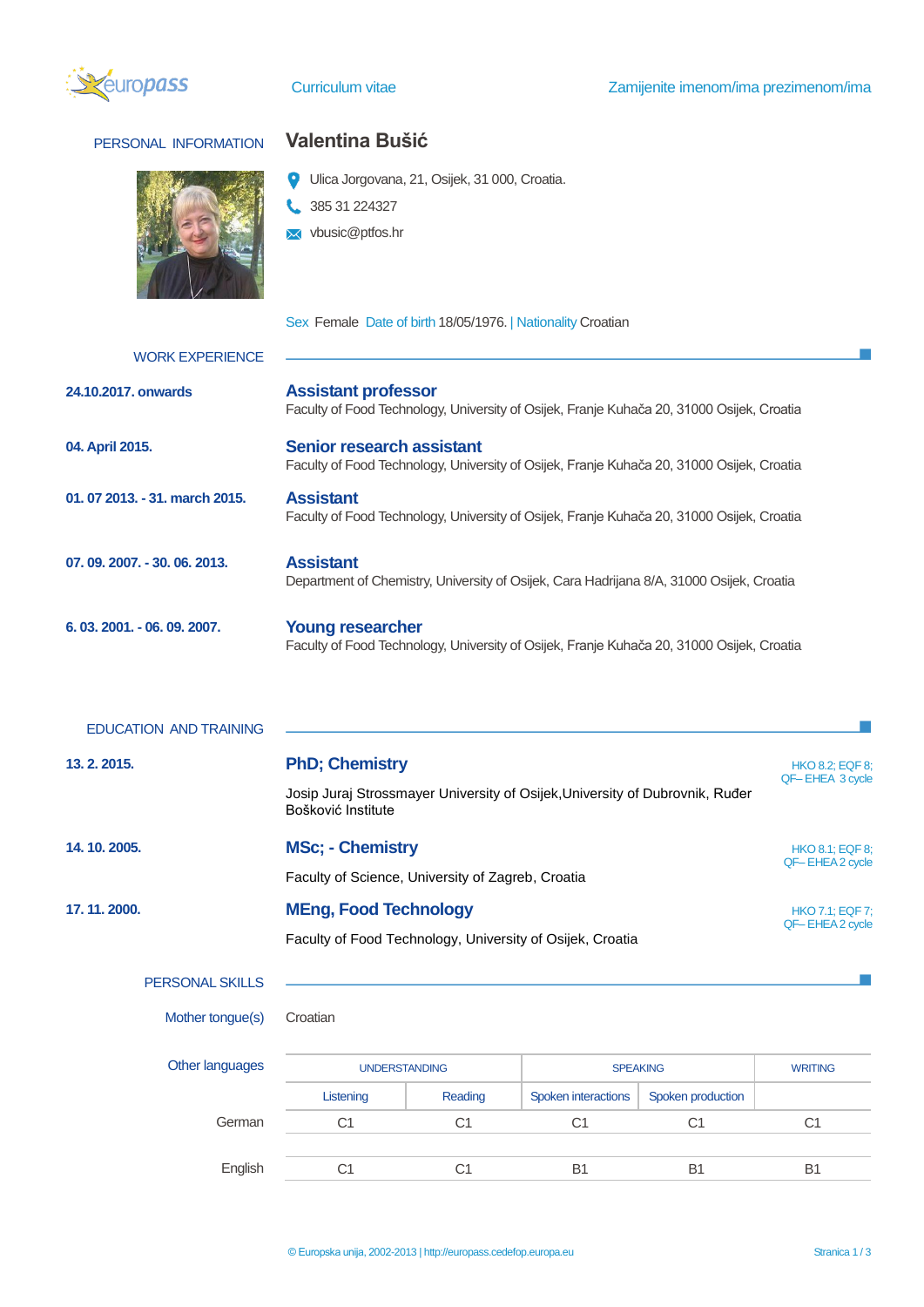Curriculum vitae

Zamijenite imenom/ima prezimenom/ima

## PERSONAL INFORMATION

# Valentina Bušić

Ulica Jorgovana, 21, Osijek, 31 000, Croatia.

385 31 224327

vbusic@ptfos.hr

Sex Female Date of birth 18/05/1976. | Nationality Croatian

## WORK EXPERIENCE

**24.10.2017. onwards**

### Assistant professor

Faculty of Food Technology, University of Osijek, Franje Kuhača 20, 31000 Osijek, Croatia

**04. April 2015.**

### Senior research assistant

Faculty of Food Technology, University of Osijek, Franje Kuhača 20, 31000 Osijek, Croatia

**01. 07 2013. - 31. march 2015.**

### Assistant

Faculty of Food Technology, University of Osijek, Franje Kuhača 20, 31000 Osijek, Croatia

**07. 09. 2007. - 30. 06. 2013.**

### Assistant

Department of Chemistry, University of Osijek, Cara Hadrijana 8/A, 31000 Osijek, Croatia

**6. 03. 2001. - 06. 09. 2007.**

### Young researcher

Faculty of Food Technology, University of Osijek, Franje Kuhača 20, 31000 Osijek, Croatia

## EDUCATION AND TRAINING

**13. 2. 2015.**

### PhD; Chemistry

HKO 8.2; EQF 8; QF– EHEA 3 cycle

Josip Juraj Strossmayer University of Osijek,University of Dubrovnik, Ruđer Bošković Institute

**14. 10. 2005.**

### MSc; - Chemistry

HKO 8.1; EQF 8; QF– EHEA 2 cycle

Faculty of Science, University of Zagreb, Croatia

**17. 11. 2000.**

### MEng, Food Technology

HKO 7.1; EQF 7; QF– EHEA 2 cycle

Faculty of Food Technology, University of Osijek, Croatia

## PERSONAL SKILLS

Mother tongue(s): Croatian

Other languages

| | UNDERSTANDING | | SPEAKING | | WRITING |
|---|---|---|---|---|---|
| | Listening | Reading | Spoken interactions | Spoken production | |
| German | C1 | C1 | C1 | C1 | C1 |
| English | C1 | C1 | B1 | B1 | B1 |

© Europska unija, 2002-2013 | http://europass.cedefop.europa.eu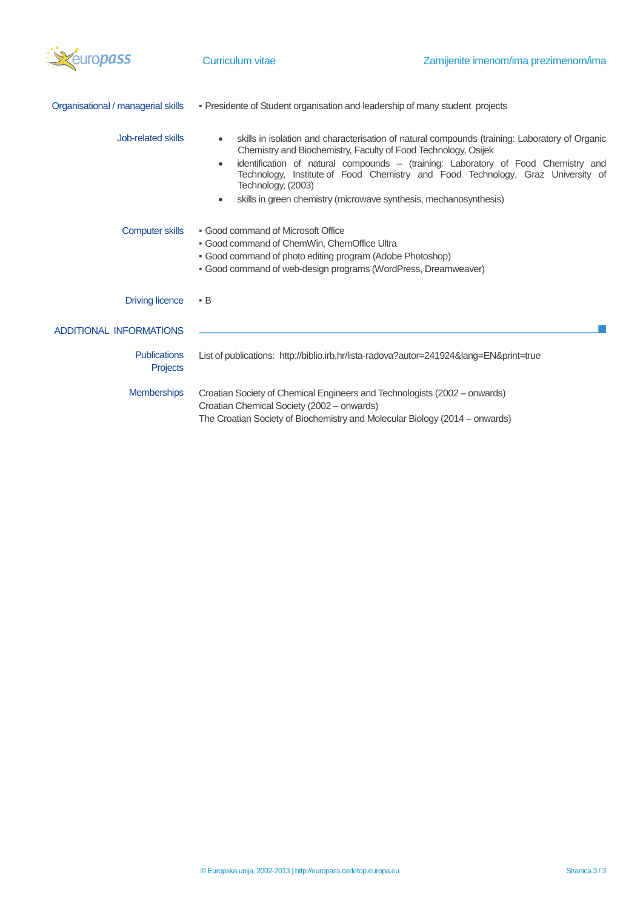**Organisational / managerial skills**

- Presidente of Student organisation and leadership of many student projects

**Job-related skills**

- skills in isolation and characterisation of natural compounds (training: Laboratory of Organic Chemistry and Biochemistry, Faculty of Food Technology, Osijek
- identification of natural compounds – (training: Laboratory of Food Chemistry and Technology, Institute of Food Chemistry and Food Technology, Graz University of Technology, (2003)
- skills in green chemistry (microwave synthesis, mechanosynthesis)

**Computer skills**

- Good command of Microsoft Office
- Good command of ChemWin, ChemOffice Ultra
- Good command of photo editing program (Adobe Photoshop)
- Good command of web-design programs (WordPress, Dreamweaver)

**Driving licence**

- B

## ADDITIONAL INFORMATIONS

**Publications**
**Projects**

List of publications: http://biblio.irb.hr/lista-radova?autor=241924&lang=EN&print=true

**Memberships**

Croatian Society of Chemical Engineers and Technologists (2002 – onwards)
Croatian Chemical Society (2002 – onwards)
The Croatian Society of Biochemistry and Molecular Biology (2014 – onwards)